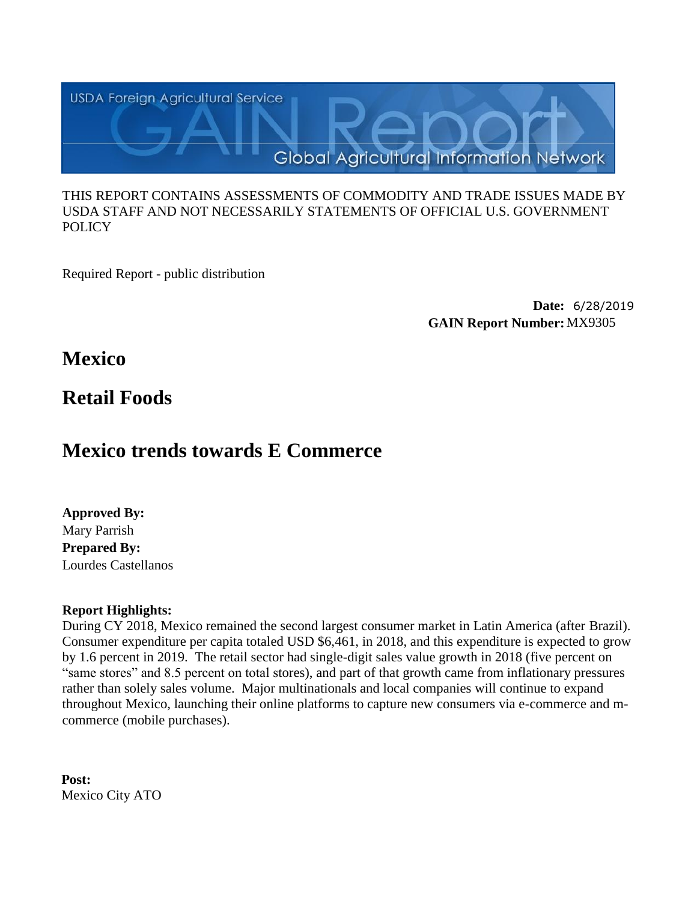USDA Foreign Agricultural Service

GAIN Report

Global Agricultural Information Network

THIS REPORT CONTAINS ASSESSMENTS OF COMMODITY AND TRADE ISSUES MADE BY USDA STAFF AND NOT NECESSARILY STATEMENTS OF OFFICIAL U.S. GOVERNMENT POLICY

Required Report - public distribution

**Date:** 6/28/2019
**GAIN Report Number:** MX9305

# Mexico

# Retail Foods

# Mexico trends towards E Commerce

**Approved By:**
Mary Parrish
**Prepared By:**
Lourdes Castellanos

**Report Highlights:**
During CY 2018, Mexico remained the second largest consumer market in Latin America (after Brazil). Consumer expenditure per capita totaled USD $6,461, in 2018, and this expenditure is expected to grow by 1.6 percent in 2019. The retail sector had single-digit sales value growth in 2018 (five percent on "same stores" and 8.5 percent on total stores), and part of that growth came from inflationary pressures rather than solely sales volume. Major multinationals and local companies will continue to expand throughout Mexico, launching their online platforms to capture new consumers via e-commerce and m-commerce (mobile purchases).

**Post:**
Mexico City ATO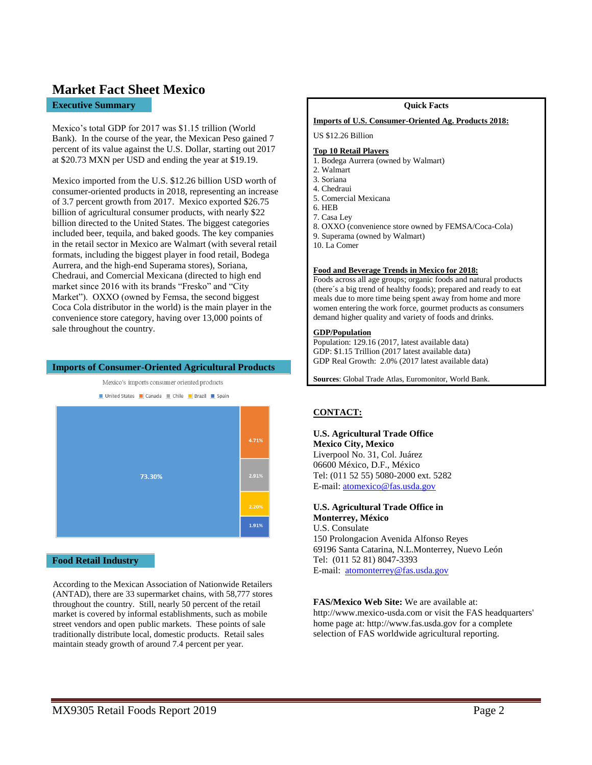# Market Fact Sheet Mexico

## Executive Summary

Mexico's total GDP for 2017 was $1.15 trillion (World Bank). In the course of the year, the Mexican Peso gained 7 percent of its value against the U.S. Dollar, starting out 2017 at $20.73 MXN per USD and ending the year at $19.19.

Mexico imported from the U.S. $12.26 billion USD worth of consumer-oriented products in 2018, representing an increase of 3.7 percent growth from 2017. Mexico exported $26.75 billion of agricultural consumer products, with nearly $22 billion directed to the United States. The biggest categories included beer, tequila, and baked goods. The key companies in the retail sector in Mexico are Walmart (with several retail formats, including the biggest player in food retail, Bodega Aurrera, and the high-end Superama stores), Soriana, Chedraui, and Comercial Mexicana (directed to high end market since 2016 with its brands "Fresko" and "City Market"). OXXO (owned by Femsa, the second biggest Coca Cola distributor in the world) is the main player in the convenience store category, having over 13,000 points of sale throughout the country.

## Imports of Consumer-Oriented Agricultural Products

Mexico's imports consumer oriented products

| Country | Share |
|---|---|
| United States | 73.30% |
| Canada | 4.71% |
| Chile | 2.91% |
| Brazil | 2.20% |
| Spain | 1.91% |

## Food Retail Industry

According to the Mexican Association of Nationwide Retailers (ANTAD), there are 33 supermarket chains, with 58,777 stores throughout the country. Still, nearly 50 percent of the retail market is covered by informal establishments, such as mobile street vendors and open public markets. These points of sale traditionally distribute local, domestic products. Retail sales maintain steady growth of around 7.4 percent per year.

## Quick Facts

**Imports of U.S. Consumer-Oriented Ag. Products 2018:**

US $12.26 Billion

**Top 10 Retail Players**

1. Bodega Aurrera (owned by Walmart)
2. Walmart
3. Soriana
4. Chedraui
5. Comercial Mexicana
6. HEB
7. Casa Ley
8. OXXO (convenience store owned by FEMSA/Coca-Cola)
9. Superama (owned by Walmart)
10. La Comer

**Food and Beverage Trends in Mexico for 2018:**

Foods across all age groups; organic foods and natural products (there´s a big trend of healthy foods); prepared and ready to eat meals due to more time being spent away from home and more women entering the work force, gourmet products as consumers demand higher quality and variety of foods and drinks.

**GDP/Population**

Population: 129.16 (2017, latest available data)
GDP: $1.15 Trillion (2017 latest available data)
GDP Real Growth: 2.0% (2017 latest available data)

**Sources**: Global Trade Atlas, Euromonitor, World Bank.

## CONTACT:

**U.S. Agricultural Trade Office**
**Mexico City, Mexico**
Liverpool No. 31, Col. Juárez
06600 México, D.F., México
Tel: (011 52 55) 5080-2000 ext. 5282
E-mail: atomexico@fas.usda.gov

**U.S. Agricultural Trade Office in Monterrey, México**
U.S. Consulate
150 Prolongacion Avenida Alfonso Reyes
69196 Santa Catarina, N.L.Monterrey, Nuevo León
Tel: (011 52 81) 8047-3393
E-mail: atomonterrey@fas.usda.gov

**FAS/Mexico Web Site:** We are available at: http://www.mexico-usda.com or visit the FAS headquarters' home page at: http://www.fas.usda.gov for a complete selection of FAS worldwide agricultural reporting.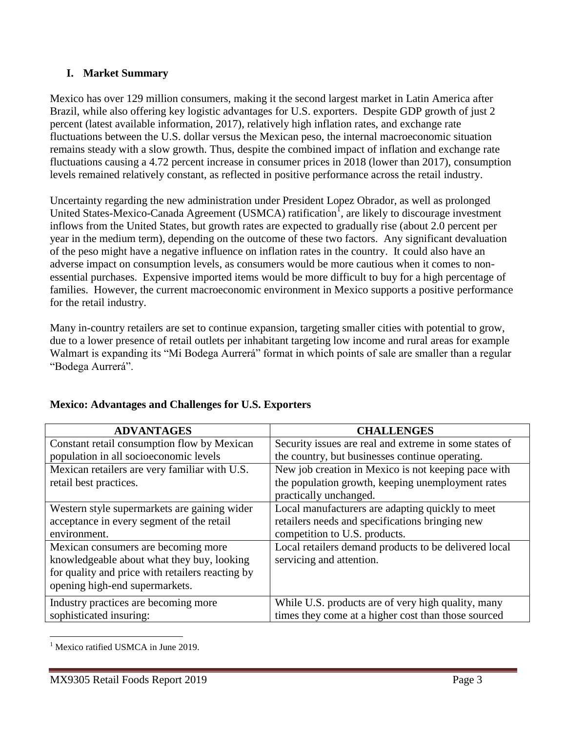## I. Market Summary

Mexico has over 129 million consumers, making it the second largest market in Latin America after Brazil, while also offering key logistic advantages for U.S. exporters. Despite GDP growth of just 2 percent (latest available information, 2017), relatively high inflation rates, and exchange rate fluctuations between the U.S. dollar versus the Mexican peso, the internal macroeconomic situation remains steady with a slow growth. Thus, despite the combined impact of inflation and exchange rate fluctuations causing a 4.72 percent increase in consumer prices in 2018 (lower than 2017), consumption levels remained relatively constant, as reflected in positive performance across the retail industry.

Uncertainty regarding the new administration under President Lopez Obrador, as well as prolonged United States-Mexico-Canada Agreement (USMCA) ratification[1], are likely to discourage investment inflows from the United States, but growth rates are expected to gradually rise (about 2.0 percent per year in the medium term), depending on the outcome of these two factors. Any significant devaluation of the peso might have a negative influence on inflation rates in the country. It could also have an adverse impact on consumption levels, as consumers would be more cautious when it comes to non-essential purchases. Expensive imported items would be more difficult to buy for a high percentage of families. However, the current macroeconomic environment in Mexico supports a positive performance for the retail industry.

Many in-country retailers are set to continue expansion, targeting smaller cities with potential to grow, due to a lower presence of retail outlets per inhabitant targeting low income and rural areas for example Walmart is expanding its "Mi Bodega Aurrerá" format in which points of sale are smaller than a regular "Bodega Aurrerá".

### Mexico: Advantages and Challenges for U.S. Exporters

| ADVANTAGES | CHALLENGES |
|---|---|
| Constant retail consumption flow by Mexican population in all socioeconomic levels | Security issues are real and extreme in some states of the country, but businesses continue operating. |
| Mexican retailers are very familiar with U.S. retail best practices. | New job creation in Mexico is not keeping pace with the population growth, keeping unemployment rates practically unchanged. |
| Western style supermarkets are gaining wider acceptance in every segment of the retail environment. | Local manufacturers are adapting quickly to meet retailers needs and specifications bringing new competition to U.S. products. |
| Mexican consumers are becoming more knowledgeable about what they buy, looking for quality and price with retailers reacting by opening high-end supermarkets. | Local retailers demand products to be delivered local servicing and attention. |
| Industry practices are becoming more sophisticated insuring: | While U.S. products are of very high quality, many times they come at a higher cost than those sourced |

[1] Mexico ratified USMCA in June 2019.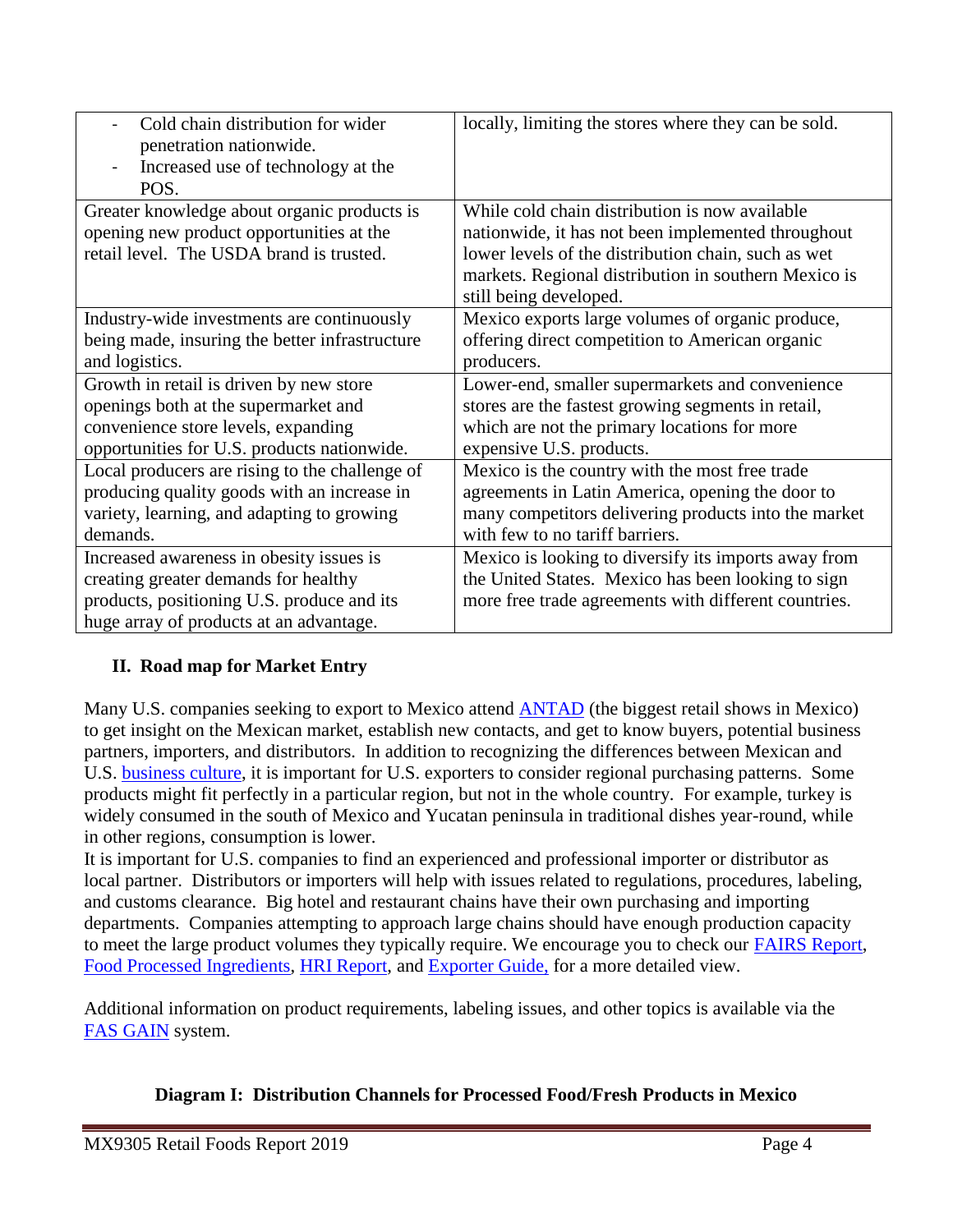| | |
|---|---|
| - Cold chain distribution for wider penetration nationwide.<br>- Increased use of technology at the POS. | locally, limiting the stores where they can be sold. |
| Greater knowledge about organic products is opening new product opportunities at the retail level. The USDA brand is trusted. | While cold chain distribution is now available nationwide, it has not been implemented throughout lower levels of the distribution chain, such as wet markets. Regional distribution in southern Mexico is still being developed. |
| Industry-wide investments are continuously being made, insuring the better infrastructure and logistics. | Mexico exports large volumes of organic produce, offering direct competition to American organic producers. |
| Growth in retail is driven by new store openings both at the supermarket and convenience store levels, expanding opportunities for U.S. products nationwide. | Lower-end, smaller supermarkets and convenience stores are the fastest growing segments in retail, which are not the primary locations for more expensive U.S. products. |
| Local producers are rising to the challenge of producing quality goods with an increase in variety, learning, and adapting to growing demands. | Mexico is the country with the most free trade agreements in Latin America, opening the door to many competitors delivering products into the market with few to no tariff barriers. |
| Increased awareness in obesity issues is creating greater demands for healthy products, positioning U.S. produce and its huge array of products at an advantage. | Mexico is looking to diversify its imports away from the United States. Mexico has been looking to sign more free trade agreements with different countries. |

## II. Road map for Market Entry

Many U.S. companies seeking to export to Mexico attend ANTAD (the biggest retail shows in Mexico) to get insight on the Mexican market, establish new contacts, and get to know buyers, potential business partners, importers, and distributors. In addition to recognizing the differences between Mexican and U.S. business culture, it is important for U.S. exporters to consider regional purchasing patterns. Some products might fit perfectly in a particular region, but not in the whole country. For example, turkey is widely consumed in the south of Mexico and Yucatan peninsula in traditional dishes year-round, while in other regions, consumption is lower.

It is important for U.S. companies to find an experienced and professional importer or distributor as local partner. Distributors or importers will help with issues related to regulations, procedures, labeling, and customs clearance. Big hotel and restaurant chains have their own purchasing and importing departments. Companies attempting to approach large chains should have enough production capacity to meet the large product volumes they typically require. We encourage you to check our FAIRS Report, Food Processed Ingredients, HRI Report, and Exporter Guide, for a more detailed view.

Additional information on product requirements, labeling issues, and other topics is available via the FAS GAIN system.

**Diagram I: Distribution Channels for Processed Food/Fresh Products in Mexico**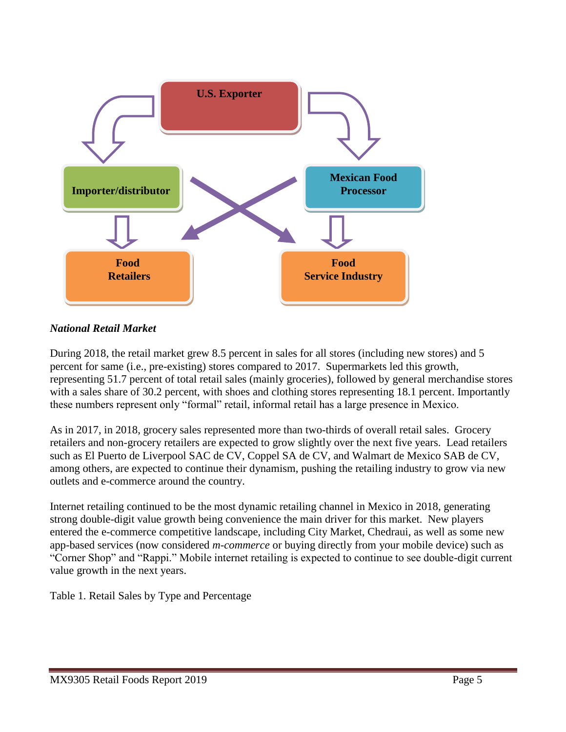*National Retail Market*

During 2018, the retail market grew 8.5 percent in sales for all stores (including new stores) and 5 percent for same (i.e., pre-existing) stores compared to 2017. Supermarkets led this growth, representing 51.7 percent of total retail sales (mainly groceries), followed by general merchandise stores with a sales share of 30.2 percent, with shoes and clothing stores representing 18.1 percent. Importantly these numbers represent only "formal" retail, informal retail has a large presence in Mexico.

As in 2017, in 2018, grocery sales represented more than two-thirds of overall retail sales. Grocery retailers and non-grocery retailers are expected to grow slightly over the next five years. Lead retailers such as El Puerto de Liverpool SAC de CV, Coppel SA de CV, and Walmart de Mexico SAB de CV, among others, are expected to continue their dynamism, pushing the retailing industry to grow via new outlets and e-commerce around the country.

Internet retailing continued to be the most dynamic retailing channel in Mexico in 2018, generating strong double-digit value growth being convenience the main driver for this market. New players entered the e-commerce competitive landscape, including City Market, Chedraui, as well as some new app-based services (now considered *m-commerce* or buying directly from your mobile device) such as "Corner Shop" and "Rappi." Mobile internet retailing is expected to continue to see double-digit current value growth in the next years.

Table 1. Retail Sales by Type and Percentage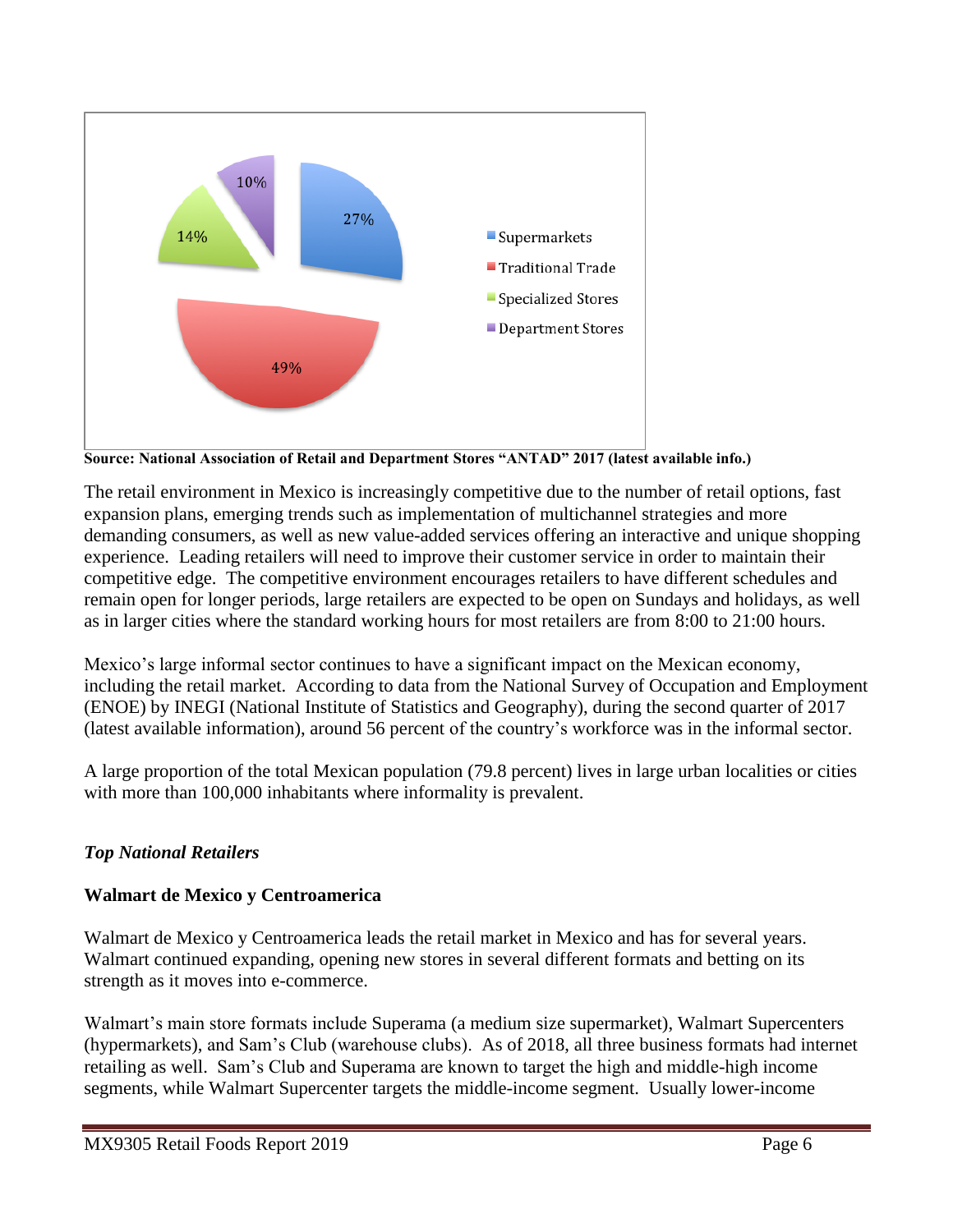Supermarkets 27%
Traditional Trade 49%
Specialized Stores 14%
Department Stores 10%

**Source: National Association of Retail and Department Stores "ANTAD" 2017 (latest available info.)**

The retail environment in Mexico is increasingly competitive due to the number of retail options, fast expansion plans, emerging trends such as implementation of multichannel strategies and more demanding consumers, as well as new value-added services offering an interactive and unique shopping experience. Leading retailers will need to improve their customer service in order to maintain their competitive edge. The competitive environment encourages retailers to have different schedules and remain open for longer periods, large retailers are expected to be open on Sundays and holidays, as well as in larger cities where the standard working hours for most retailers are from 8:00 to 21:00 hours.

Mexico's large informal sector continues to have a significant impact on the Mexican economy, including the retail market. According to data from the National Survey of Occupation and Employment (ENOE) by INEGI (National Institute of Statistics and Geography), during the second quarter of 2017 (latest available information), around 56 percent of the country's workforce was in the informal sector.

A large proportion of the total Mexican population (79.8 percent) lives in large urban localities or cities with more than 100,000 inhabitants where informality is prevalent.

***Top National Retailers***

**Walmart de Mexico y Centroamerica**

Walmart de Mexico y Centroamerica leads the retail market in Mexico and has for several years. Walmart continued expanding, opening new stores in several different formats and betting on its strength as it moves into e-commerce.

Walmart's main store formats include Superama (a medium size supermarket), Walmart Supercenters (hypermarkets), and Sam's Club (warehouse clubs). As of 2018, all three business formats had internet retailing as well. Sam's Club and Superama are known to target the high and middle-high income segments, while Walmart Supercenter targets the middle-income segment. Usually lower-income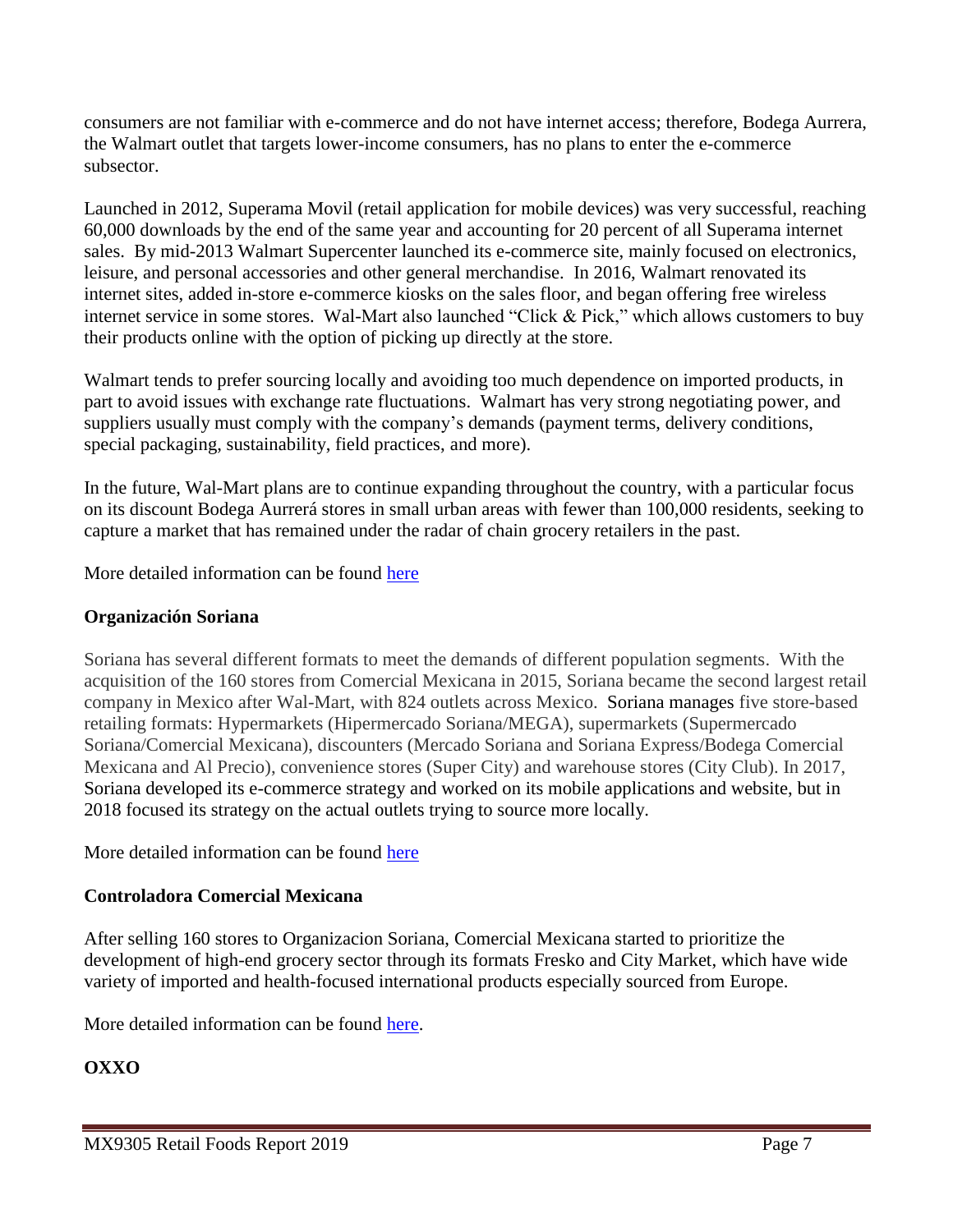consumers are not familiar with e-commerce and do not have internet access; therefore, Bodega Aurrera, the Walmart outlet that targets lower-income consumers, has no plans to enter the e-commerce subsector.

Launched in 2012, Superama Movil (retail application for mobile devices) was very successful, reaching 60,000 downloads by the end of the same year and accounting for 20 percent of all Superama internet sales. By mid-2013 Walmart Supercenter launched its e-commerce site, mainly focused on electronics, leisure, and personal accessories and other general merchandise. In 2016, Walmart renovated its internet sites, added in-store e-commerce kiosks on the sales floor, and began offering free wireless internet service in some stores. Wal-Mart also launched "Click & Pick," which allows customers to buy their products online with the option of picking up directly at the store.

Walmart tends to prefer sourcing locally and avoiding too much dependence on imported products, in part to avoid issues with exchange rate fluctuations. Walmart has very strong negotiating power, and suppliers usually must comply with the company's demands (payment terms, delivery conditions, special packaging, sustainability, field practices, and more).

In the future, Wal-Mart plans are to continue expanding throughout the country, with a particular focus on its discount Bodega Aurrerá stores in small urban areas with fewer than 100,000 residents, seeking to capture a market that has remained under the radar of chain grocery retailers in the past.

More detailed information can be found here

### Organización Soriana

Soriana has several different formats to meet the demands of different population segments. With the acquisition of the 160 stores from Comercial Mexicana in 2015, Soriana became the second largest retail company in Mexico after Wal-Mart, with 824 outlets across Mexico. Soriana manages five store-based retailing formats: Hypermarkets (Hipermercado Soriana/MEGA), supermarkets (Supermercado Soriana/Comercial Mexicana), discounters (Mercado Soriana and Soriana Express/Bodega Comercial Mexicana and Al Precio), convenience stores (Super City) and warehouse stores (City Club). In 2017, Soriana developed its e-commerce strategy and worked on its mobile applications and website, but in 2018 focused its strategy on the actual outlets trying to source more locally.

More detailed information can be found here

### Controladora Comercial Mexicana

After selling 160 stores to Organizacion Soriana, Comercial Mexicana started to prioritize the development of high-end grocery sector through its formats Fresko and City Market, which have wide variety of imported and health-focused international products especially sourced from Europe.

More detailed information can be found here.

### OXXO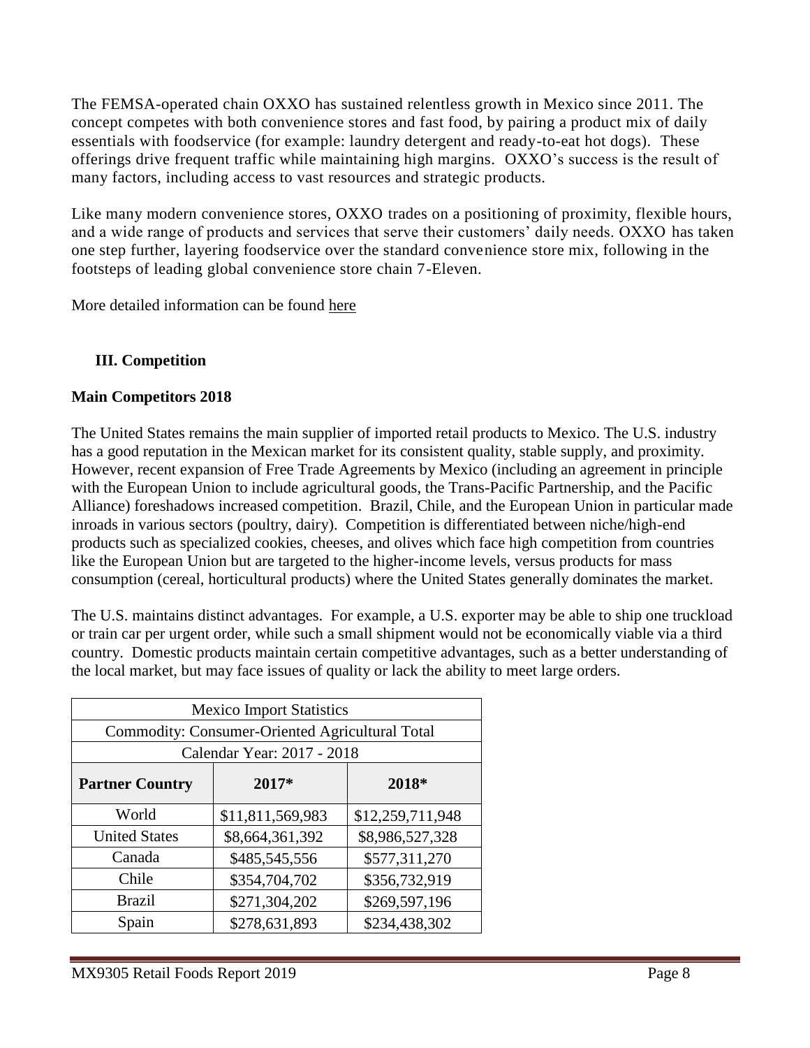The FEMSA-operated chain OXXO has sustained relentless growth in Mexico since 2011. The concept competes with both convenience stores and fast food, by pairing a product mix of daily essentials with foodservice (for example: laundry detergent and ready-to-eat hot dogs). These offerings drive frequent traffic while maintaining high margins. OXXO's success is the result of many factors, including access to vast resources and strategic products.

Like many modern convenience stores, OXXO trades on a positioning of proximity, flexible hours, and a wide range of products and services that serve their customers' daily needs. OXXO has taken one step further, layering foodservice over the standard convenience store mix, following in the footsteps of leading global convenience store chain 7-Eleven.

More detailed information can be found here

## III. Competition

### Main Competitors 2018

The United States remains the main supplier of imported retail products to Mexico. The U.S. industry has a good reputation in the Mexican market for its consistent quality, stable supply, and proximity. However, recent expansion of Free Trade Agreements by Mexico (including an agreement in principle with the European Union to include agricultural goods, the Trans-Pacific Partnership, and the Pacific Alliance) foreshadows increased competition. Brazil, Chile, and the European Union in particular made inroads in various sectors (poultry, dairy). Competition is differentiated between niche/high-end products such as specialized cookies, cheeses, and olives which face high competition from countries like the European Union but are targeted to the higher-income levels, versus products for mass consumption (cereal, horticultural products) where the United States generally dominates the market.

The U.S. maintains distinct advantages. For example, a U.S. exporter may be able to ship one truckload or train car per urgent order, while such a small shipment would not be economically viable via a third country. Domestic products maintain certain competitive advantages, such as a better understanding of the local market, but may face issues of quality or lack the ability to meet large orders.

| Mexico Import Statistics | | |
|---|---|---|
| Commodity: Consumer-Oriented Agricultural Total | | |
| Calendar Year: 2017 - 2018 | | |
| **Partner Country** | **2017*** | **2018*** |
| World | $11,811,569,983 | $12,259,711,948 |
| United States | $8,664,361,392 | $8,986,527,328 |
| Canada | $485,545,556 | $577,311,270 |
| Chile | $354,704,702 | $356,732,919 |
| Brazil | $271,304,202 | $269,597,196 |
| Spain | $278,631,893 | $234,438,302 |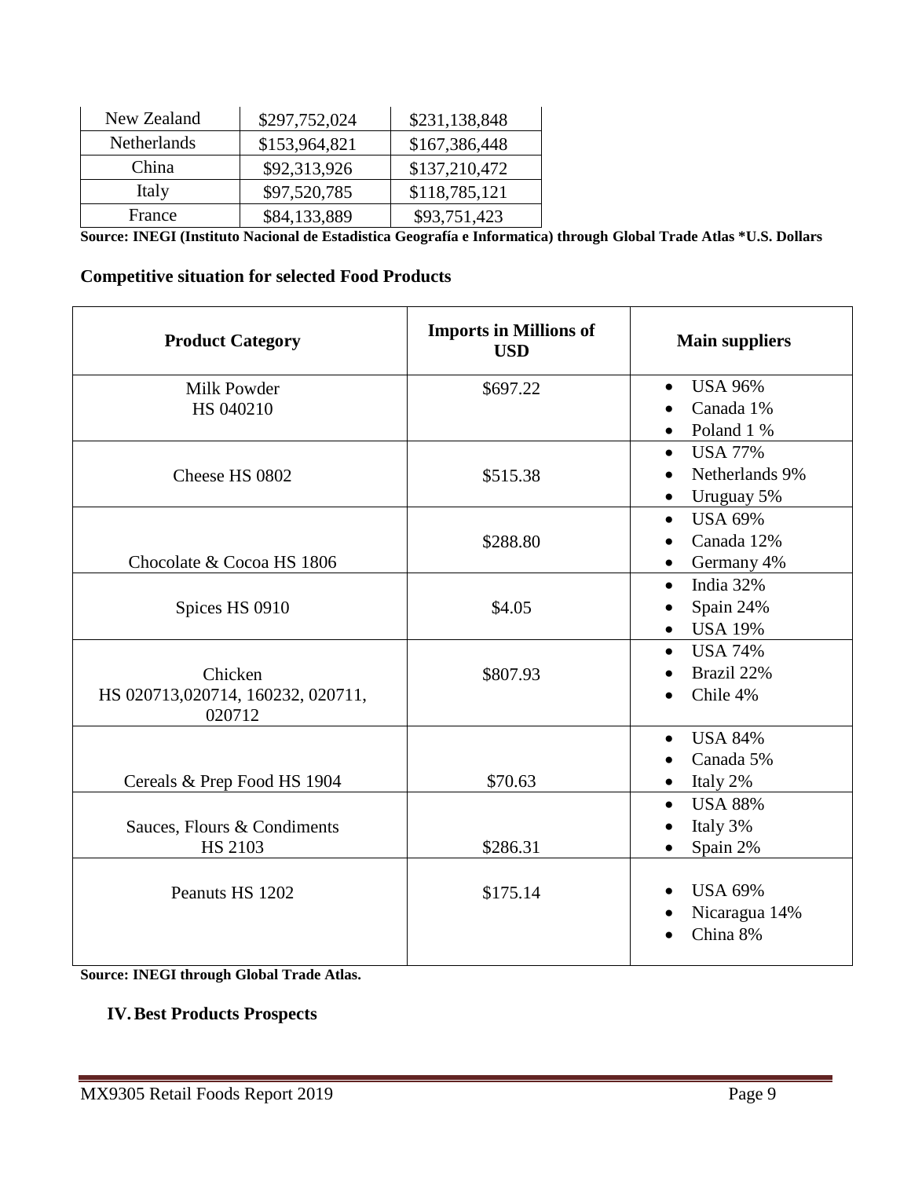| | | |
|---|---|---|
| New Zealand | $297,752,024 | $231,138,848 |
| Netherlands | $153,964,821 | $167,386,448 |
| China | $92,313,926 | $137,210,472 |
| Italy | $97,520,785 | $118,785,121 |
| France | $84,133,889 | $93,751,423 |

**Source: INEGI (Instituto Nacional de Estadistica Geografía e Informatica) through Global Trade Atlas \*U.S. Dollars**

**Competitive situation for selected Food Products**

| Product Category | Imports in Millions of USD | Main suppliers |
|---|---|---|
| Milk Powder HS 040210 | $697.22 | • USA 96%<br>• Canada 1%<br>• Poland 1 % |
| Cheese HS 0802 | $515.38 | • USA 77%<br>• Netherlands 9%<br>• Uruguay 5% |
| Chocolate & Cocoa HS 1806 | $288.80 | • USA 69%<br>• Canada 12%<br>• Germany 4% |
| Spices HS 0910 | $4.05 | • India 32%<br>• Spain 24%<br>• USA 19% |
| Chicken HS 020713,020714, 160232, 020711, 020712 | $807.93 | • USA 74%<br>• Brazil 22%<br>• Chile 4% |
| Cereals & Prep Food HS 1904 | $70.63 | • USA 84%<br>• Canada 5%<br>• Italy 2% |
| Sauces, Flours & Condiments HS 2103 | $286.31 | • USA 88%<br>• Italy 3%<br>• Spain 2% |
| Peanuts HS 1202 | $175.14 | • USA 69%<br>• Nicaragua 14%<br>• China 8% |

**Source: INEGI through Global Trade Atlas.**

## IV. Best Products Prospects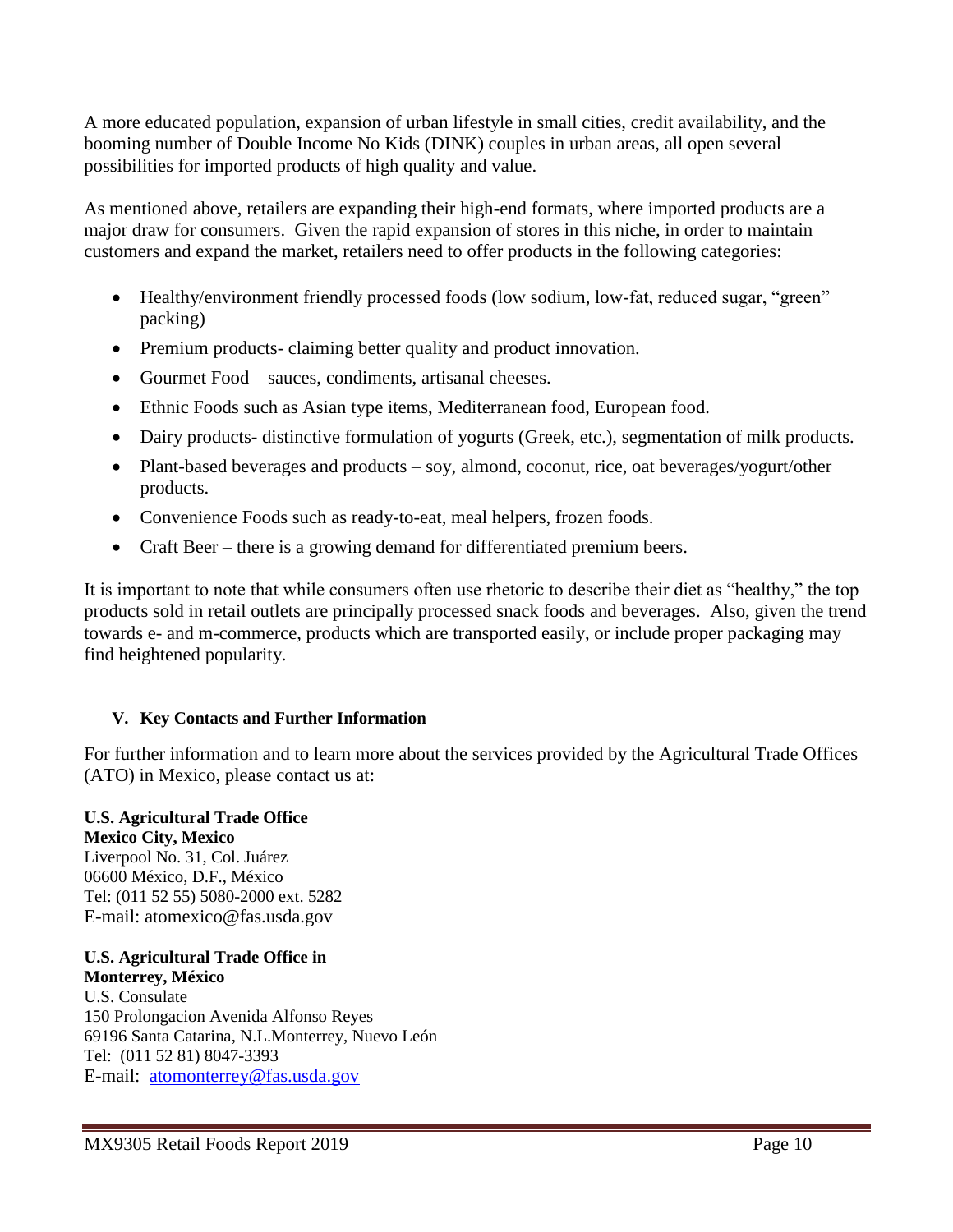A more educated population, expansion of urban lifestyle in small cities, credit availability, and the booming number of Double Income No Kids (DINK) couples in urban areas, all open several possibilities for imported products of high quality and value.

As mentioned above, retailers are expanding their high-end formats, where imported products are a major draw for consumers. Given the rapid expansion of stores in this niche, in order to maintain customers and expand the market, retailers need to offer products in the following categories:

- Healthy/environment friendly processed foods (low sodium, low-fat, reduced sugar, "green" packing)
- Premium products- claiming better quality and product innovation.
- Gourmet Food – sauces, condiments, artisanal cheeses.
- Ethnic Foods such as Asian type items, Mediterranean food, European food.
- Dairy products- distinctive formulation of yogurts (Greek, etc.), segmentation of milk products.
- Plant-based beverages and products – soy, almond, coconut, rice, oat beverages/yogurt/other products.
- Convenience Foods such as ready-to-eat, meal helpers, frozen foods.
- Craft Beer – there is a growing demand for differentiated premium beers.

It is important to note that while consumers often use rhetoric to describe their diet as "healthy," the top products sold in retail outlets are principally processed snack foods and beverages. Also, given the trend towards e- and m-commerce, products which are transported easily, or include proper packaging may find heightened popularity.

## V. Key Contacts and Further Information

For further information and to learn more about the services provided by the Agricultural Trade Offices (ATO) in Mexico, please contact us at:

**U.S. Agricultural Trade Office**
**Mexico City, Mexico**
Liverpool No. 31, Col. Juárez
06600 México, D.F., México
Tel: (011 52 55) 5080-2000 ext. 5282
E-mail: atomexico@fas.usda.gov

**U.S. Agricultural Trade Office in**
**Monterrey, México**
U.S. Consulate
150 Prolongacion Avenida Alfonso Reyes
69196 Santa Catarina, N.L.Monterrey, Nuevo León
Tel: (011 52 81) 8047-3393
E-mail: atomonterrey@fas.usda.gov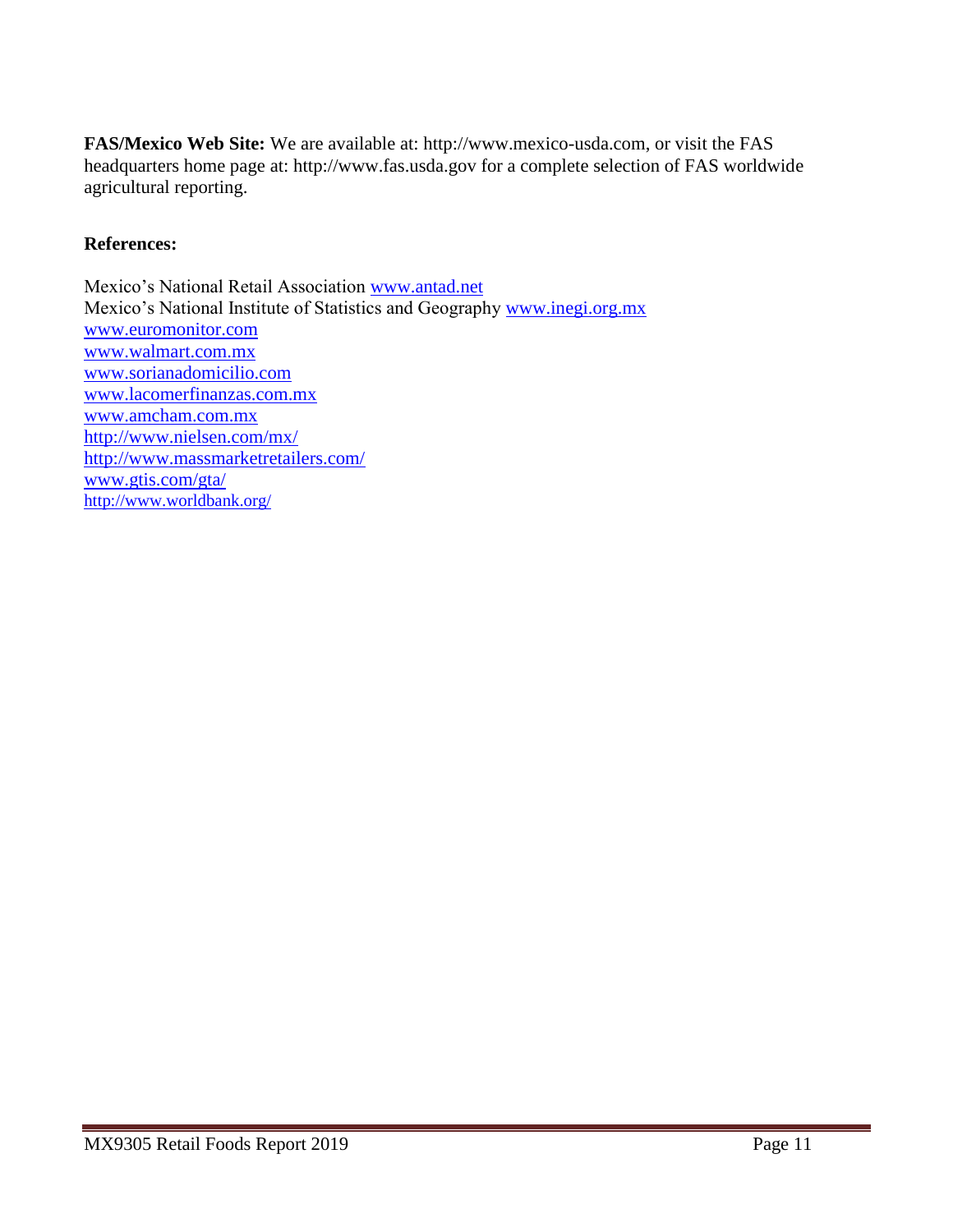**FAS/Mexico Web Site:** We are available at: http://www.mexico-usda.com, or visit the FAS headquarters home page at: http://www.fas.usda.gov for a complete selection of FAS worldwide agricultural reporting.

**References:**

Mexico's National Retail Association www.antad.net  
Mexico's National Institute of Statistics and Geography www.inegi.org.mx  
www.euromonitor.com  
www.walmart.com.mx  
www.sorianadomicilio.com  
www.lacomerfinanzas.com.mx  
www.amcham.com.mx  
http://www.nielsen.com/mx/  
http://www.massmarketretailers.com/  
www.gtis.com/gta/  
http://www.worldbank.org/